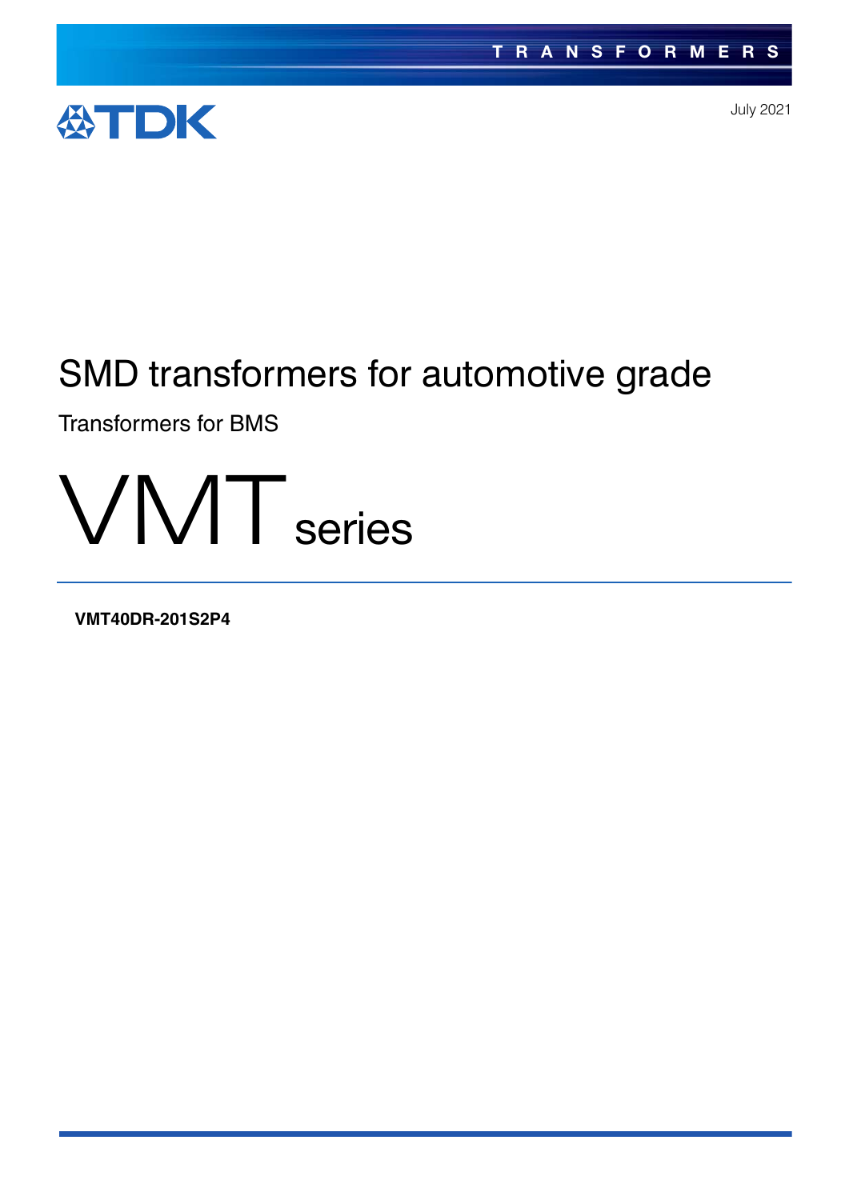TRANSFORMERS

TDK

July 2021

# SMD transformers for automotive grade

## Transformers for BMS

# VMT series

**VMT40DR-201S2P4**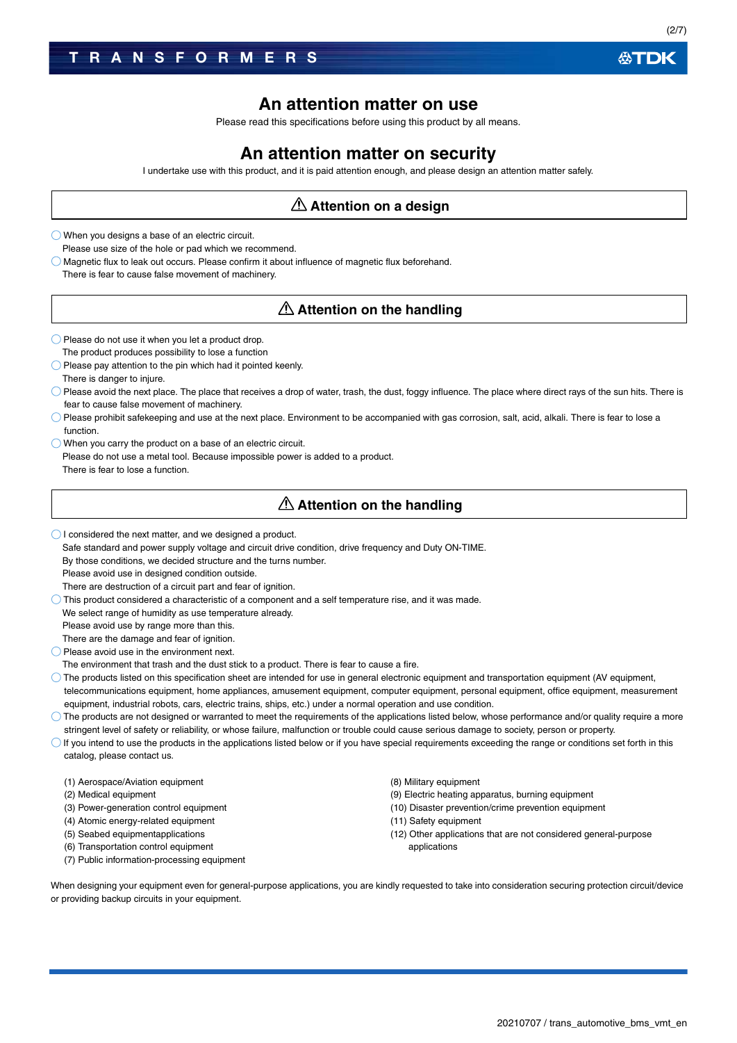# An attention matter on use

Please read this specifications before using this product by all means.

# An attention matter on security

I undertake use with this product, and it is paid attention enough, and please design an attention matter safely.

## ⚠ Attention on a design

- When you designs a base of an electric circuit.
  Please use size of the hole or pad which we recommend.
- Magnetic flux to leak out occurs. Please confirm it about influence of magnetic flux beforehand.
  There is fear to cause false movement of machinery.

## ⚠ Attention on the handling

- Please do not use it when you let a product drop.
  The product produces possibility to lose a function
- Please pay attention to the pin which had it pointed keenly.
  There is danger to injure.
- Please avoid the next place. The place that receives a drop of water, trash, the dust, foggy influence. The place where direct rays of the sun hits. There is fear to cause false movement of machinery.
- Please prohibit safekeeping and use at the next place. Environment to be accompanied with gas corrosion, salt, acid, alkali. There is fear to lose a function.
- When you carry the product on a base of an electric circuit.
  Please do not use a metal tool. Because impossible power is added to a product.
  There is fear to lose a function.

## ⚠ Attention on the handling

- I considered the next matter, and we designed a product.
  Safe standard and power supply voltage and circuit drive condition, drive frequency and Duty ON-TIME.
  By those conditions, we decided structure and the turns number.
  Please avoid use in designed condition outside.
  There are destruction of a circuit part and fear of ignition.
- This product considered a characteristic of a component and a self temperature rise, and it was made.
  We select range of humidity as use temperature already.
  Please avoid use by range more than this.
  There are the damage and fear of ignition.
- Please avoid use in the environment next.
  The environment that trash and the dust stick to a product. There is fear to cause a fire.
- The products listed on this specification sheet are intended for use in general electronic equipment and transportation equipment (AV equipment, telecommunications equipment, home appliances, amusement equipment, computer equipment, personal equipment, office equipment, measurement equipment, industrial robots, cars, electric trains, ships, etc.) under a normal operation and use condition.
- The products are not designed or warranted to meet the requirements of the applications listed below, whose performance and/or quality require a more stringent level of safety or reliability, or whose failure, malfunction or trouble could cause serious damage to society, person or property.
- If you intend to use the products in the applications listed below or if you have special requirements exceeding the range or conditions set forth in this catalog, please contact us.

(1) Aerospace/Aviation equipment
(2) Medical equipment
(3) Power-generation control equipment
(4) Atomic energy-related equipment
(5) Seabed equipmentapplications
(6) Transportation control equipment
(7) Public information-processing equipment
(8) Military equipment
(9) Electric heating apparatus, burning equipment
(10) Disaster prevention/crime prevention equipment
(11) Safety equipment
(12) Other applications that are not considered general-purpose applications

When designing your equipment even for general-purpose applications, you are kindly requested to take into consideration securing protection circuit/device or providing backup circuits in your equipment.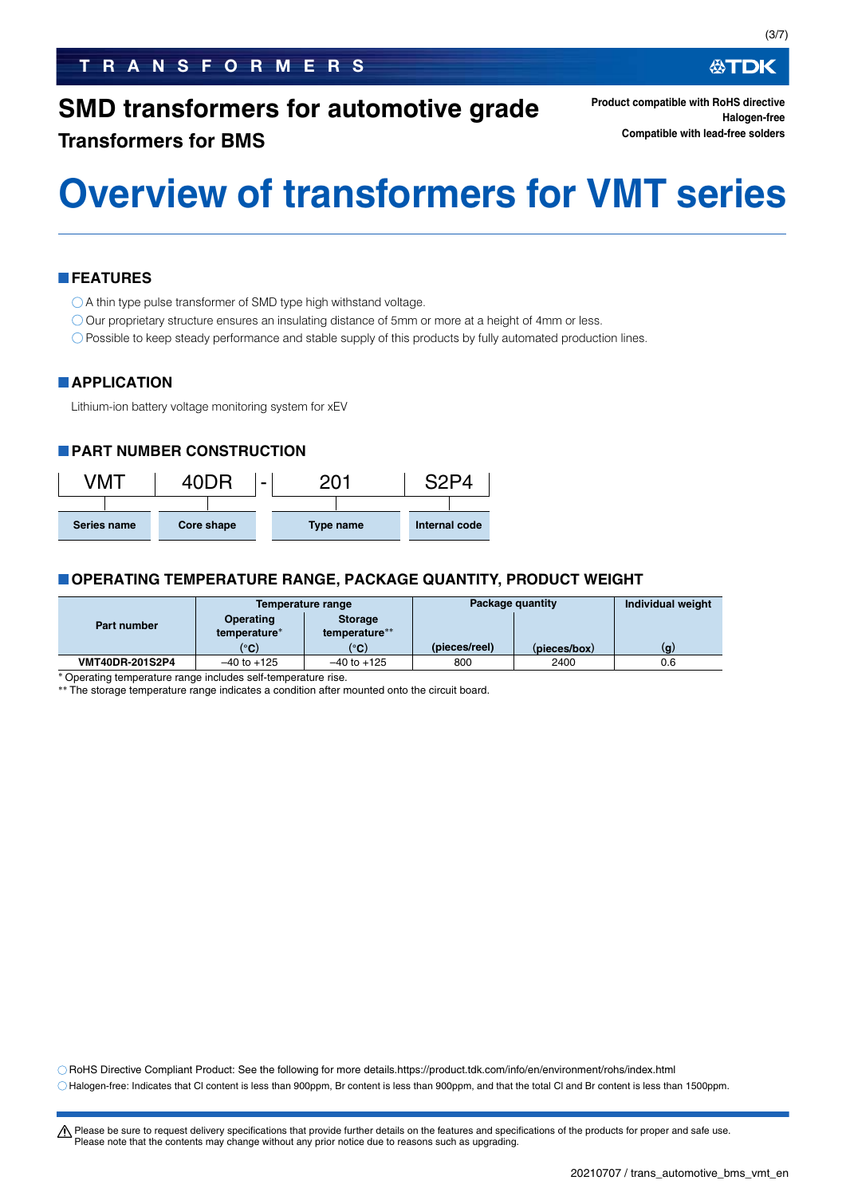# SMD transformers for automotive grade

## Transformers for BMS

**Product compatible with RoHS directive**
**Halogen-free**
**Compatible with lead-free solders**

# Overview of transformers for VMT series

## FEATURES

- ○ A thin type pulse transformer of SMD type high withstand voltage.
- ○ Our proprietary structure ensures an insulating distance of 5mm or more at a height of 4mm or less.
- ○ Possible to keep steady performance and stable supply of this products by fully automated production lines.

## APPLICATION

Lithium-ion battery voltage monitoring system for xEV

## PART NUMBER CONSTRUCTION

| VMT | 40DR | - | 201 | S2P4 |
|---|---|---|---|---|
| Series name | Core shape | | Type name | Internal code |

## OPERATING TEMPERATURE RANGE, PACKAGE QUANTITY, PRODUCT WEIGHT

| Part number | Temperature range | | Package quantity | | Individual weight |
|---|---|---|---|---|---|
| | Operating temperature* (°C) | Storage temperature** (°C) | (pieces/reel) | (pieces/box) | (g) |
| VMT40DR-201S2P4 | –40 to +125 | –40 to +125 | 800 | 2400 | 0.6 |

\* Operating temperature range includes self-temperature rise.
\*\* The storage temperature range indicates a condition after mounted onto the circuit board.

○ RoHS Directive Compliant Product: See the following for more details.https://product.tdk.com/info/en/environment/rohs/index.html
○ Halogen-free: Indicates that Cl content is less than 900ppm, Br content is less than 900ppm, and that the total Cl and Br content is less than 1500ppm.

⚠ Please be sure to request delivery specifications that provide further details on the features and specifications of the products for proper and safe use.
Please note that the contents may change without any prior notice due to reasons such as upgrading.

20210707 / trans_automotive_bms_vmt_en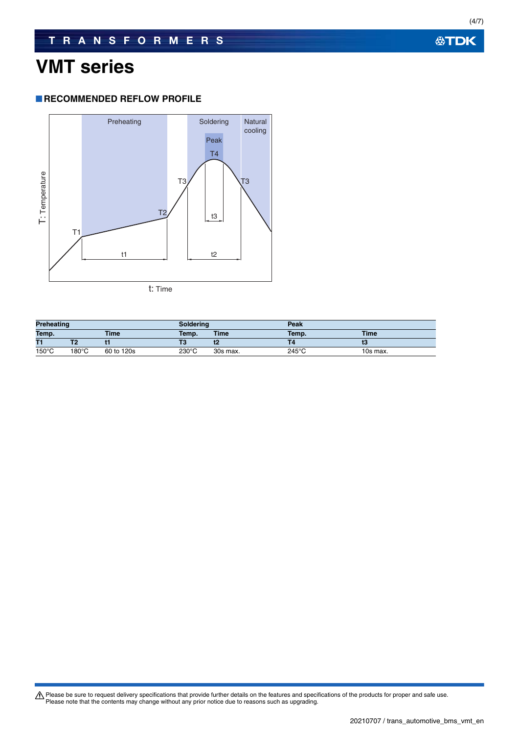# VMT series

## RECOMMENDED REFLOW PROFILE

| Preheating | | | Soldering | | Peak | |
|---|---|---|---|---|---|---|
| Temp. | | Time | Temp. | Time | Temp. | Time |
| T1 | T2 | t1 | T3 | t2 | T4 | t3 |
| 150°C | 180°C | 60 to 120s | 230°C | 30s max. | 245°C | 10s max. |

⚠ Please be sure to request delivery specifications that provide further details on the features and specifications of the products for proper and safe use.
Please note that the contents may change without any prior notice due to reasons such as upgrading.

20210707 / trans_automotive_bms_vmt_en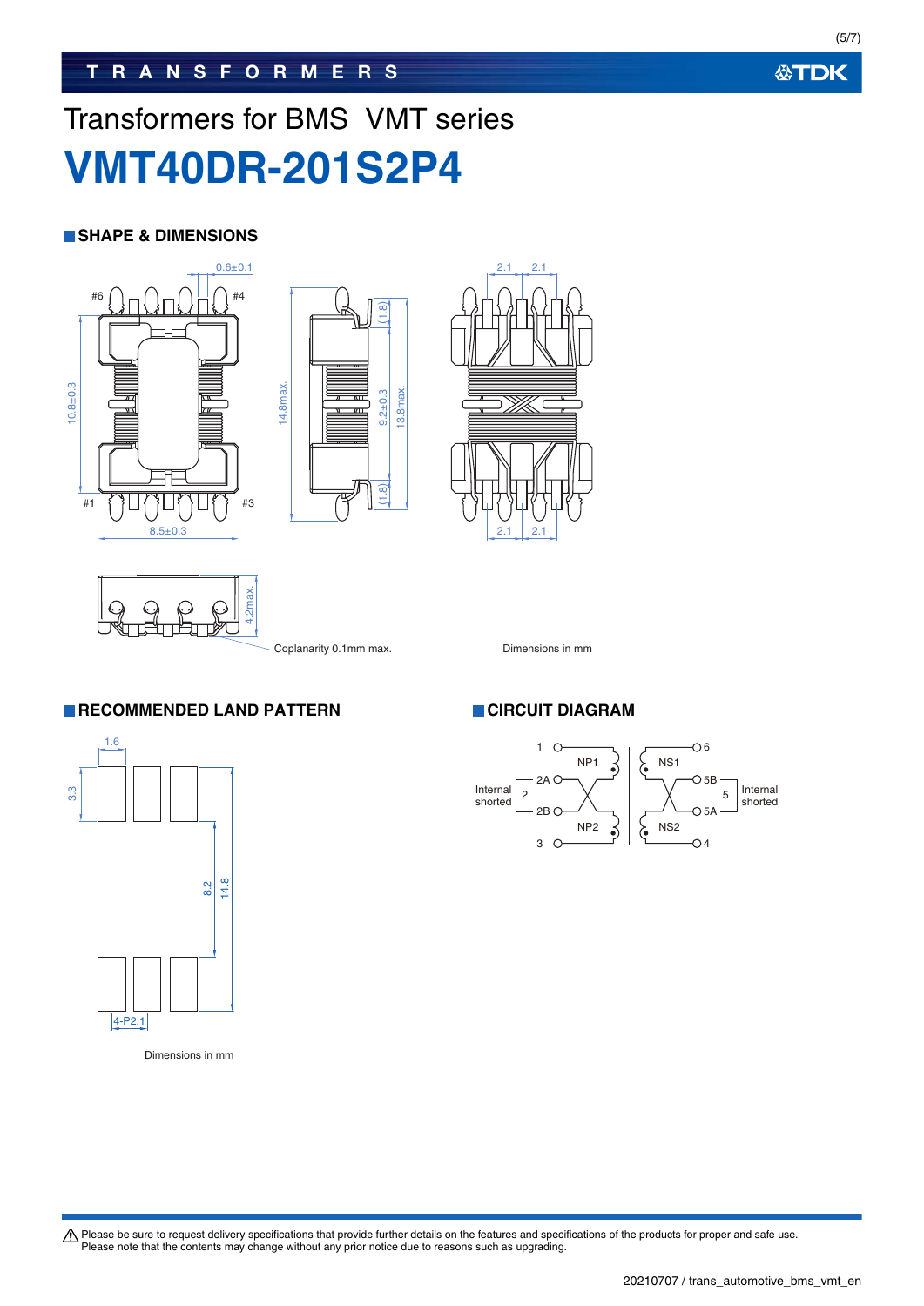Transformers for BMS VMT series

# VMT40DR-201S2P4

## SHAPE & DIMENSIONS

0.6±0.1

#6 #4

10.8±0.3

#1 #3

8.5±0.3

14.8max.

(1.8)

9.2±0.3

13.8max.

(1.8)

2.1 2.1

2.1 2.1

4.2max.

Coplanarity 0.1mm max.

Dimensions in mm

## RECOMMENDED LAND PATTERN

1.6

3.3

8.2

14.8

4-P2.1

Dimensions in mm

## CIRCUIT DIAGRAM

1, 6

NP1, NS1

Internal shorted 2, 2A, 2B

5B, 5, 5A Internal shorted

NP2, NS2

3, 4

⚠ Please be sure to request delivery specifications that provide further details on the features and specifications of the products for proper and safe use.
Please note that the contents may change without any prior notice due to reasons such as upgrading.

20210707 / trans_automotive_bms_vmt_en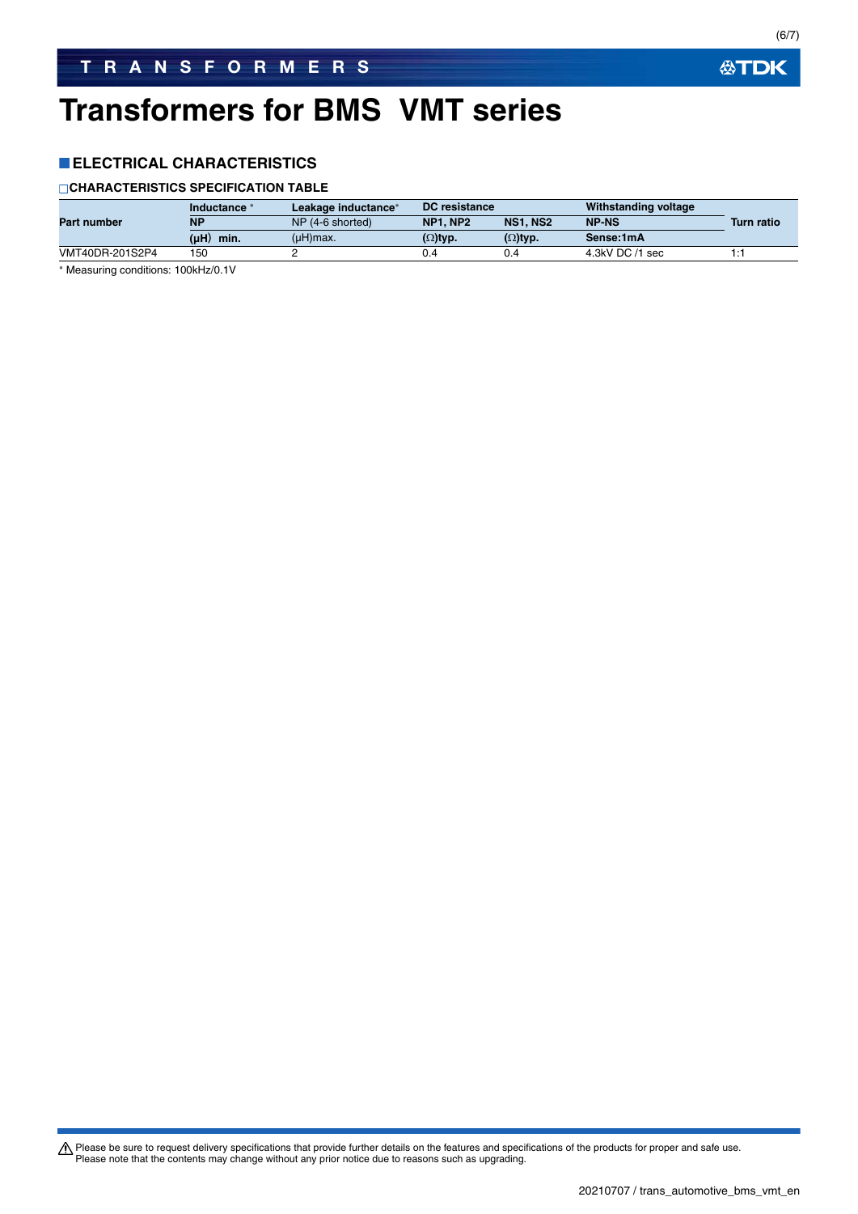# Transformers for BMS VMT series

## ■ELECTRICAL CHARACTERISTICS

### □CHARACTERISTICS SPECIFICATION TABLE

| Part number | Inductance * | Leakage inductance* | DC resistance | | Withstanding voltage | Turn ratio |
|---|---|---|---|---|---|---|
| | NP | NP (4-6 shorted) | NP1, NP2 | NS1, NS2 | NP-NS | |
| | (μH) min. | (μH)max. | (Ω)typ. | (Ω)typ. | Sense:1mA | |
| VMT40DR-201S2P4 | 150 | 2 | 0.4 | 0.4 | 4.3kV DC /1 sec | 1:1 |

* Measuring conditions: 100kHz/0.1V

⚠ Please be sure to request delivery specifications that provide further details on the features and specifications of the products for proper and safe use.
Please note that the contents may change without any prior notice due to reasons such as upgrading.

20210707 / trans_automotive_bms_vmt_en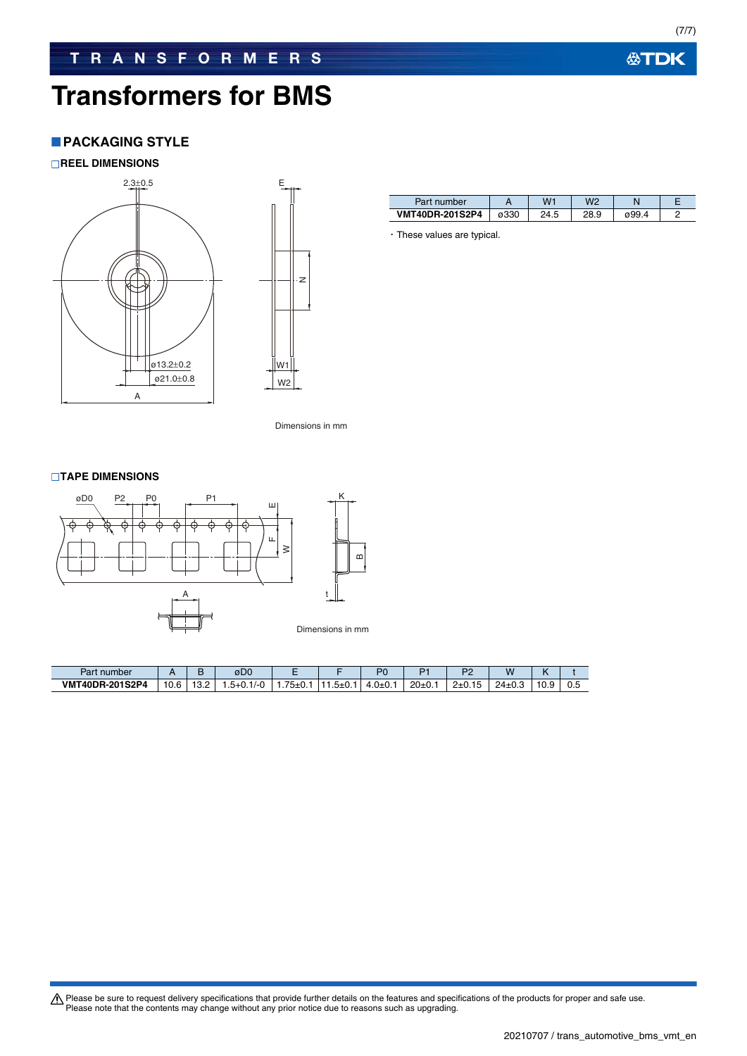# Transformers for BMS

## PACKAGING STYLE

### REEL DIMENSIONS

2.3±0.5

E

N

ø13.2±0.2

ø21.0±0.8

A

W1

W2

Dimensions in mm

| Part number | A | W1 | W2 | N | E |
|---|---|---|---|---|---|
| **VMT40DR-201S2P4** | ø330 | 24.5 | 28.9 | ø99.4 | 2 |

・These values are typical.

### TAPE DIMENSIONS

øD0 P2 P0 P1

E

F

W

K

B

t

A

Dimensions in mm

| Part number | A | B | øD0 | E | F | P0 | P1 | P2 | W | K | t |
|---|---|---|---|---|---|---|---|---|---|---|---|
| **VMT40DR-201S2P4** | 10.6 | 13.2 | 1.5+0.1/-0 | 1.75±0.1 | 11.5±0.1 | 4.0±0.1 | 20±0.1 | 2±0.15 | 24±0.3 | 10.9 | 0.5 |

⚠ Please be sure to request delivery specifications that provide further details on the features and specifications of the products for proper and safe use.
Please note that the contents may change without any prior notice due to reasons such as upgrading.

20210707 / trans_automotive_bms_vmt_en